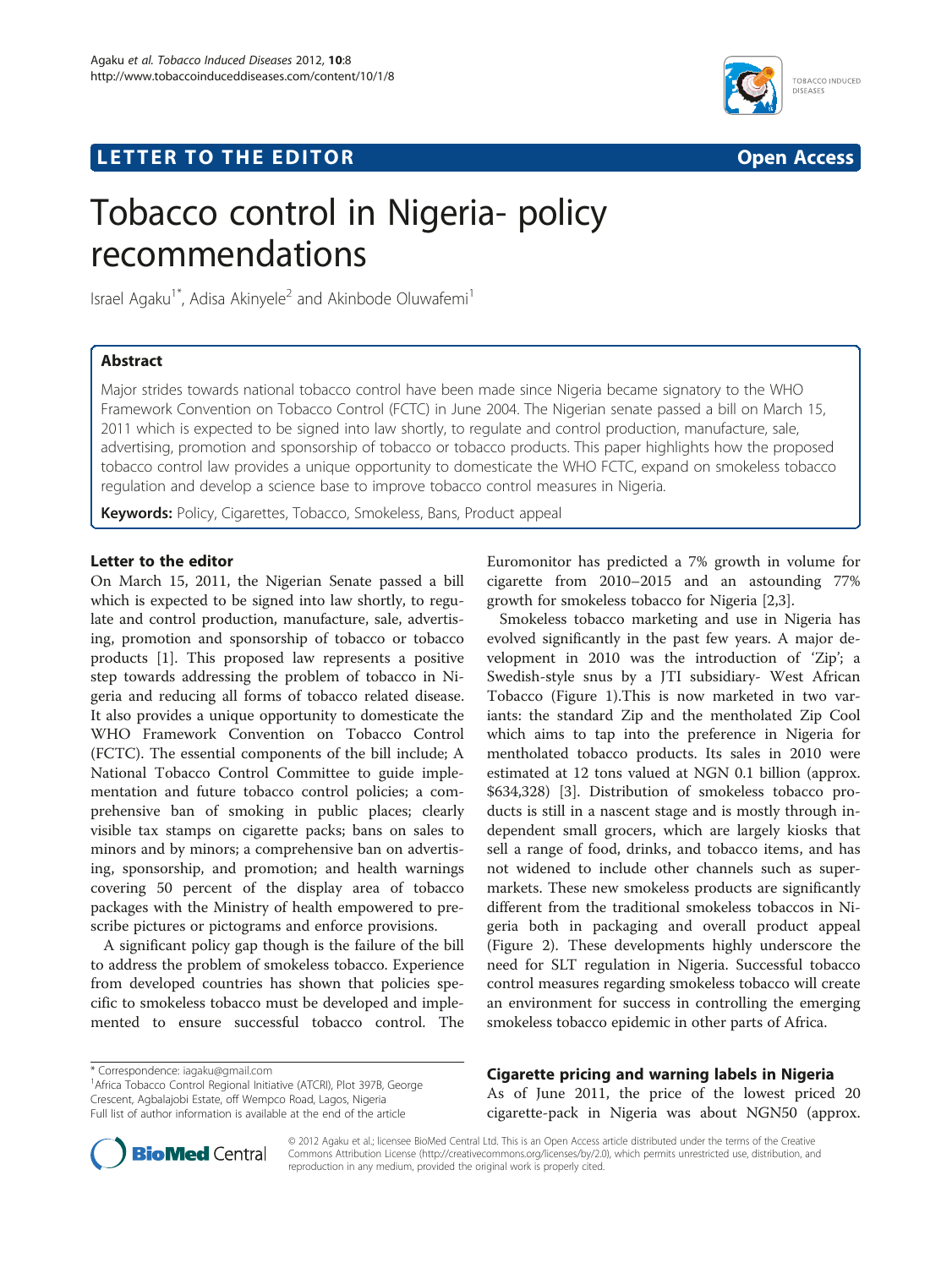LETTER TO THE EDITOR — Open Access

# Tobacco control in Nigeria- policy recommendations

Israel Agaku[1*], Adisa Akinyele[2] and Akinbode Oluwafemi[1]

## Abstract

Major strides towards national tobacco control have been made since Nigeria became signatory to the WHO Framework Convention on Tobacco Control (FCTC) in June 2004. The Nigerian senate passed a bill on March 15, 2011 which is expected to be signed into law shortly, to regulate and control production, manufacture, sale, advertising, promotion and sponsorship of tobacco or tobacco products. This paper highlights how the proposed tobacco control law provides a unique opportunity to domesticate the WHO FCTC, expand on smokeless tobacco regulation and develop a science base to improve tobacco control measures in Nigeria.

**Keywords:** Policy, Cigarettes, Tobacco, Smokeless, Bans, Product appeal

## Letter to the editor

On March 15, 2011, the Nigerian Senate passed a bill which is expected to be signed into law shortly, to regulate and control production, manufacture, sale, advertising, promotion and sponsorship of tobacco or tobacco products [1]. This proposed law represents a positive step towards addressing the problem of tobacco in Nigeria and reducing all forms of tobacco related disease. It also provides a unique opportunity to domesticate the WHO Framework Convention on Tobacco Control (FCTC). The essential components of the bill include; A National Tobacco Control Committee to guide implementation and future tobacco control policies; a comprehensive ban of smoking in public places; clearly visible tax stamps on cigarette packs; bans on sales to minors and by minors; a comprehensive ban on advertising, sponsorship, and promotion; and health warnings covering 50 percent of the display area of tobacco packages with the Ministry of health empowered to prescribe pictures or pictograms and enforce provisions.

A significant policy gap though is the failure of the bill to address the problem of smokeless tobacco. Experience from developed countries has shown that policies specific to smokeless tobacco must be developed and implemented to ensure successful tobacco control. The Euromonitor has predicted a 7% growth in volume for cigarette from 2010–2015 and an astounding 77% growth for smokeless tobacco for Nigeria [2,3].

Smokeless tobacco marketing and use in Nigeria has evolved significantly in the past few years. A major development in 2010 was the introduction of 'Zip'; a Swedish-style snus by a JTI subsidiary- West African Tobacco (Figure 1).This is now marketed in two variants: the standard Zip and the mentholated Zip Cool which aims to tap into the preference in Nigeria for mentholated tobacco products. Its sales in 2010 were estimated at 12 tons valued at NGN 0.1 billion (approx. $634,328) [3]. Distribution of smokeless tobacco products is still in a nascent stage and is mostly through independent small grocers, which are largely kiosks that sell a range of food, drinks, and tobacco items, and has not widened to include other channels such as supermarkets. These new smokeless products are significantly different from the traditional smokeless tobaccos in Nigeria both in packaging and overall product appeal (Figure 2). These developments highly underscore the need for SLT regulation in Nigeria. Successful tobacco control measures regarding smokeless tobacco will create an environment for success in controlling the emerging smokeless tobacco epidemic in other parts of Africa.

### Cigarette pricing and warning labels in Nigeria

As of June 2011, the price of the lowest priced 20 cigarette-pack in Nigeria was about NGN50 (approx.

\* Correspondence: iagaku@gmail.com
[1]Africa Tobacco Control Regional Initiative (ATCRI), Plot 397B, George Crescent, Agbalajobi Estate, off Wempco Road, Lagos, Nigeria
Full list of author information is available at the end of the article

© 2012 Agaku et al.; licensee BioMed Central Ltd. This is an Open Access article distributed under the terms of the Creative Commons Attribution License (http://creativecommons.org/licenses/by/2.0), which permits unrestricted use, distribution, and reproduction in any medium, provided the original work is properly cited.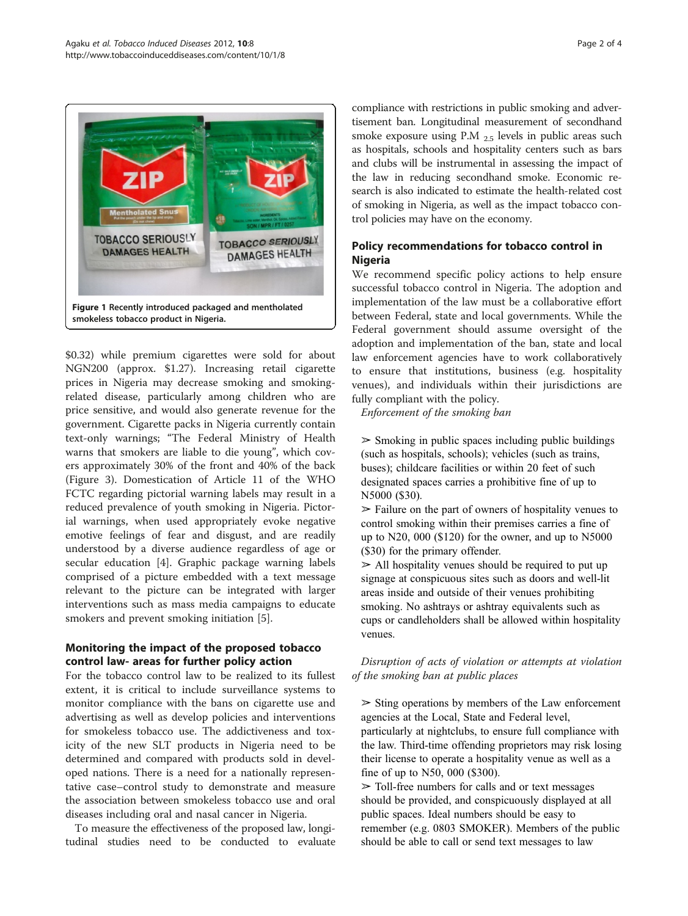Figure 1 Recently introduced packaged and mentholated smokeless tobacco product in Nigeria.

$0.32) while premium cigarettes were sold for about NGN200 (approx. $1.27). Increasing retail cigarette prices in Nigeria may decrease smoking and smoking-related disease, particularly among children who are price sensitive, and would also generate revenue for the government. Cigarette packs in Nigeria currently contain text-only warnings; "The Federal Ministry of Health warns that smokers are liable to die young", which covers approximately 30% of the front and 40% of the back (Figure 3). Domestication of Article 11 of the WHO FCTC regarding pictorial warning labels may result in a reduced prevalence of youth smoking in Nigeria. Pictorial warnings, when used appropriately evoke negative emotive feelings of fear and disgust, and are readily understood by a diverse audience regardless of age or secular education [4]. Graphic package warning labels comprised of a picture embedded with a text message relevant to the picture can be integrated with larger interventions such as mass media campaigns to educate smokers and prevent smoking initiation [5].

## Monitoring the impact of the proposed tobacco control law- areas for further policy action

For the tobacco control law to be realized to its fullest extent, it is critical to include surveillance systems to monitor compliance with the bans on cigarette use and advertising as well as develop policies and interventions for smokeless tobacco use. The addictiveness and toxicity of the new SLT products in Nigeria need to be determined and compared with products sold in developed nations. There is a need for a nationally representative case–control study to demonstrate and measure the association between smokeless tobacco use and oral diseases including oral and nasal cancer in Nigeria.

To measure the effectiveness of the proposed law, longitudinal studies need to be conducted to evaluate compliance with restrictions in public smoking and advertisement ban. Longitudinal measurement of secondhand smoke exposure using $P.M_{2.5}$ levels in public areas such as hospitals, schools and hospitality centers such as bars and clubs will be instrumental in assessing the impact of the law in reducing secondhand smoke. Economic research is also indicated to estimate the health-related cost of smoking in Nigeria, as well as the impact tobacco control policies may have on the economy.

## Policy recommendations for tobacco control in Nigeria

We recommend specific policy actions to help ensure successful tobacco control in Nigeria. The adoption and implementation of the law must be a collaborative effort between Federal, state and local governments. While the Federal government should assume oversight of the adoption and implementation of the ban, state and local law enforcement agencies have to work collaboratively to ensure that institutions, business (e.g. hospitality venues), and individuals within their jurisdictions are fully compliant with the policy.

*Enforcement of the smoking ban*

- Smoking in public spaces including public buildings (such as hospitals, schools); vehicles (such as trains, buses); childcare facilities or within 20 feet of such designated spaces carries a prohibitive fine of up to N5000 ($30).
- Failure on the part of owners of hospitality venues to control smoking within their premises carries a fine of up to N20, 000 ($120) for the owner, and up to N5000 ($30) for the primary offender.
- All hospitality venues should be required to put up signage at conspicuous sites such as doors and well-lit areas inside and outside of their venues prohibiting smoking. No ashtrays or ashtray equivalents such as cups or candleholders shall be allowed within hospitality venues.

*Disruption of acts of violation or attempts at violation of the smoking ban at public places*

- Sting operations by members of the Law enforcement agencies at the Local, State and Federal level, particularly at nightclubs, to ensure full compliance with the law. Third-time offending proprietors may risk losing their license to operate a hospitality venue as well as a fine of up to N50, 000 ($300).
- Toll-free numbers for calls and or text messages should be provided, and conspicuously displayed at all public spaces. Ideal numbers should be easy to remember (e.g. 0803 SMOKER). Members of the public should be able to call or send text messages to law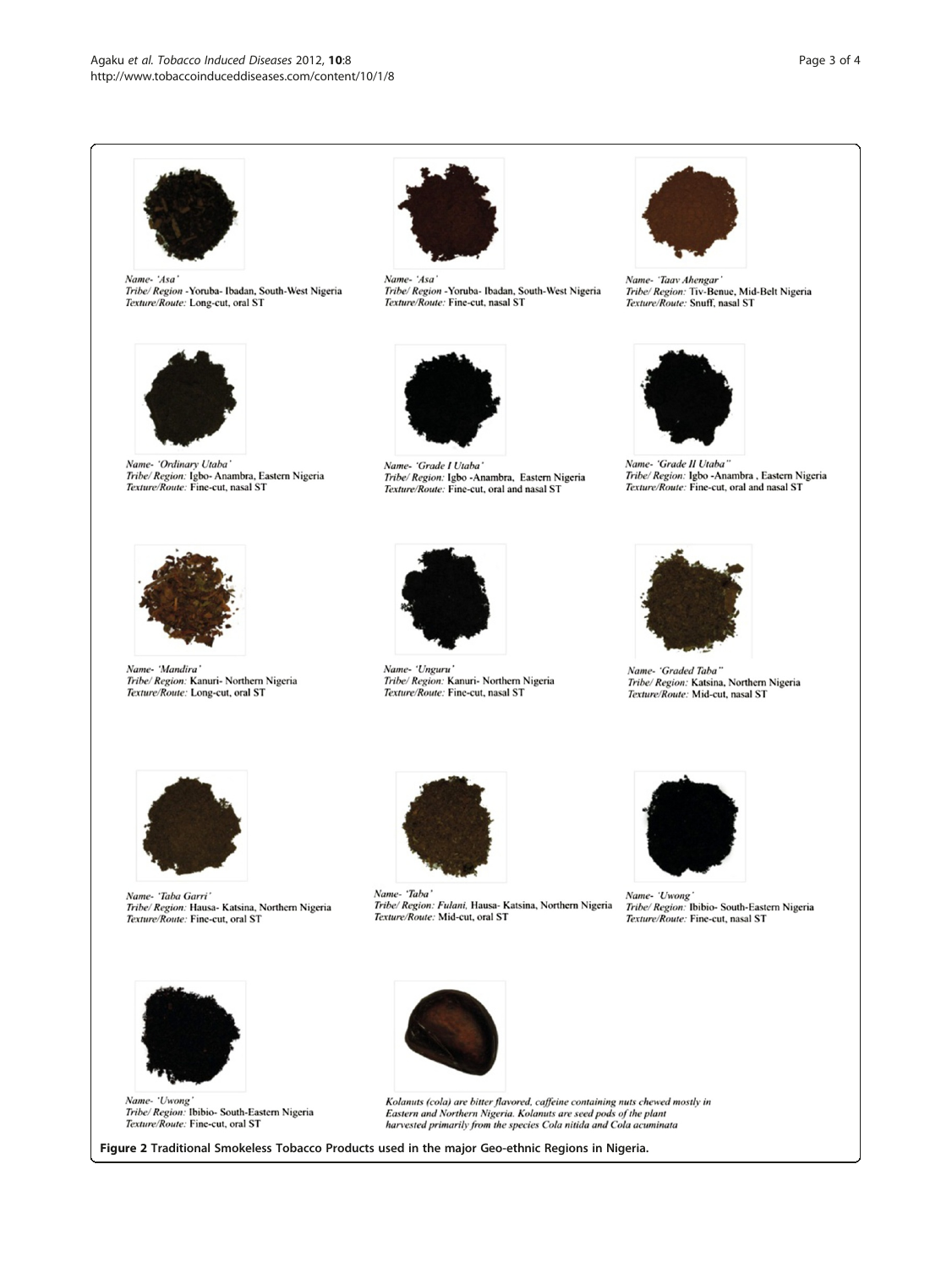Name- 'Asa'
Tribe/ Region -Yoruba- Ibadan, South-West Nigeria
Texture/Route: Long-cut, oral ST

Name- 'Asa'
Tribe/ Region -Yoruba- Ibadan, South-West Nigeria
Texture/Route: Fine-cut, nasal ST

Name- 'Taav Ahengar'
Tribe/ Region: Tiv-Benue, Mid-Belt Nigeria
Texture/Route: Snuff, nasal ST

Name- 'Ordinary Utaba'
Tribe/ Region: Igbo- Anambra, Eastern Nigeria
Texture/Route: Fine-cut, nasal ST

Name- 'Grade I Utaba'
Tribe/ Region: Igbo -Anambra, Eastern Nigeria
Texture/Route: Fine-cut, oral and nasal ST

Name- 'Grade II Utaba"
Tribe/ Region: Igbo -Anambra , Eastern Nigeria
Texture/Route: Fine-cut, oral and nasal ST

Name- 'Mandira'
Tribe/ Region: Kanuri- Northern Nigeria
Texture/Route: Long-cut, oral ST

Name- 'Unguru'
Tribe/ Region: Kanuri- Northern Nigeria
Texture/Route: Fine-cut, nasal ST

Name- 'Graded Taba"
Tribe/ Region: Katsina, Northern Nigeria
Texture/Route: Mid-cut, nasal ST

Name- 'Taba Garri'
Tribe/ Region: Hausa- Katsina, Northern Nigeria
Texture/Route: Fine-cut, oral ST

Name- 'Taba'
Tribe/ Region: Fulani, Hausa- Katsina, Northern Nigeria
Texture/Route: Mid-cut, oral ST

Name- 'Uwong'
Tribe/ Region: Ibibio- South-Eastern Nigeria
Texture/Route: Fine-cut, nasal ST

Name- 'Uwong'
Tribe/ Region: Ibibio- South-Eastern Nigeria
Texture/Route: Fine-cut, oral ST

Kolanuts (cola) are bitter flavored, caffeine containing nuts chewed mostly in Eastern and Northern Nigeria. Kolanuts are seed pods of the plant harvested primarily from the species Cola nitida and Cola acuminata

**Figure 2** Traditional Smokeless Tobacco Products used in the major Geo-ethnic Regions in Nigeria.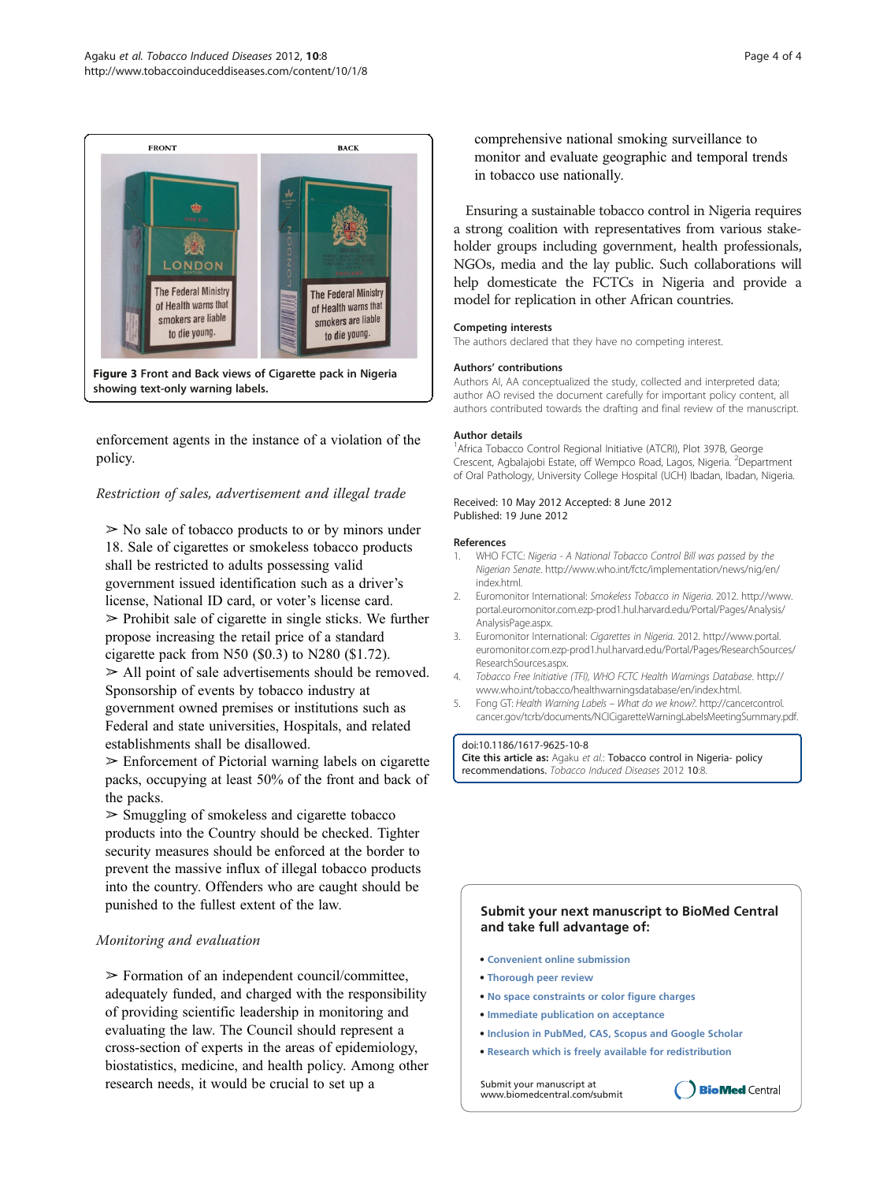Figure 3 Front and Back views of Cigarette pack in Nigeria showing text-only warning labels.

enforcement agents in the instance of a violation of the policy.

*Restriction of sales, advertisement and illegal trade*

➢ No sale of tobacco products to or by minors under 18. Sale of cigarettes or smokeless tobacco products shall be restricted to adults possessing valid government issued identification such as a driver's license, National ID card, or voter's license card.
➢ Prohibit sale of cigarette in single sticks. We further propose increasing the retail price of a standard cigarette pack from N50 ($0.3) to N280 ($1.72).
➢ All point of sale advertisements should be removed. Sponsorship of events by tobacco industry at government owned premises or institutions such as Federal and state universities, Hospitals, and related establishments shall be disallowed.
➢ Enforcement of Pictorial warning labels on cigarette packs, occupying at least 50% of the front and back of the packs.
➢ Smuggling of smokeless and cigarette tobacco products into the Country should be checked. Tighter security measures should be enforced at the border to prevent the massive influx of illegal tobacco products into the country. Offenders who are caught should be punished to the fullest extent of the law.

*Monitoring and evaluation*

➢ Formation of an independent council/committee, adequately funded, and charged with the responsibility of providing scientific leadership in monitoring and evaluating the law. The Council should represent a cross-section of experts in the areas of epidemiology, biostatistics, medicine, and health policy. Among other research needs, it would be crucial to set up a comprehensive national smoking surveillance to monitor and evaluate geographic and temporal trends in tobacco use nationally.

Ensuring a sustainable tobacco control in Nigeria requires a strong coalition with representatives from various stakeholder groups including government, health professionals, NGOs, media and the lay public. Such collaborations will help domesticate the FCTCs in Nigeria and provide a model for replication in other African countries.

#### Competing interests
The authors declared that they have no competing interest.

#### Authors' contributions
Authors AI, AA conceptualized the study, collected and interpreted data; author AO revised the document carefully for important policy content, all authors contributed towards the drafting and final review of the manuscript.

#### Author details
[1]Africa Tobacco Control Regional Initiative (ATCRI), Plot 397B, George Crescent, Agbalajobi Estate, off Wempco Road, Lagos, Nigeria. [2]Department of Oral Pathology, University College Hospital (UCH) Ibadan, Ibadan, Nigeria.

Received: 10 May 2012 Accepted: 8 June 2012
Published: 19 June 2012

#### References
1. WHO FCTC: *Nigeria - A National Tobacco Control Bill was passed by the Nigerian Senate*. http://www.who.int/fctc/implementation/news/nig/en/index.html.
2. Euromonitor International: *Smokeless Tobacco in Nigeria*. 2012. http://www.portal.euromonitor.com.ezp-prod1.hul.harvard.edu/Portal/Pages/Analysis/AnalysisPage.aspx.
3. Euromonitor International: *Cigarettes in Nigeria*. 2012. http://www.portal.euromonitor.com.ezp-prod1.hul.harvard.edu/Portal/Pages/ResearchSources/ResearchSources.aspx.
4. *Tobacco Free Initiative (TFI), WHO FCTC Health Warnings Database*. http://www.who.int/tobacco/healthwarningsdatabase/en/index.html.
5. Fong GT: *Health Warning Labels – What do we know?*. http://cancercontrol.cancer.gov/tcrb/documents/NCICigaretteWarningLabelsMeetingSummary.pdf.

doi:10.1186/1617-9625-10-8
**Cite this article as:** Agaku *et al.*: **Tobacco control in Nigeria- policy recommendations.** *Tobacco Induced Diseases* 2012 **10**:8.